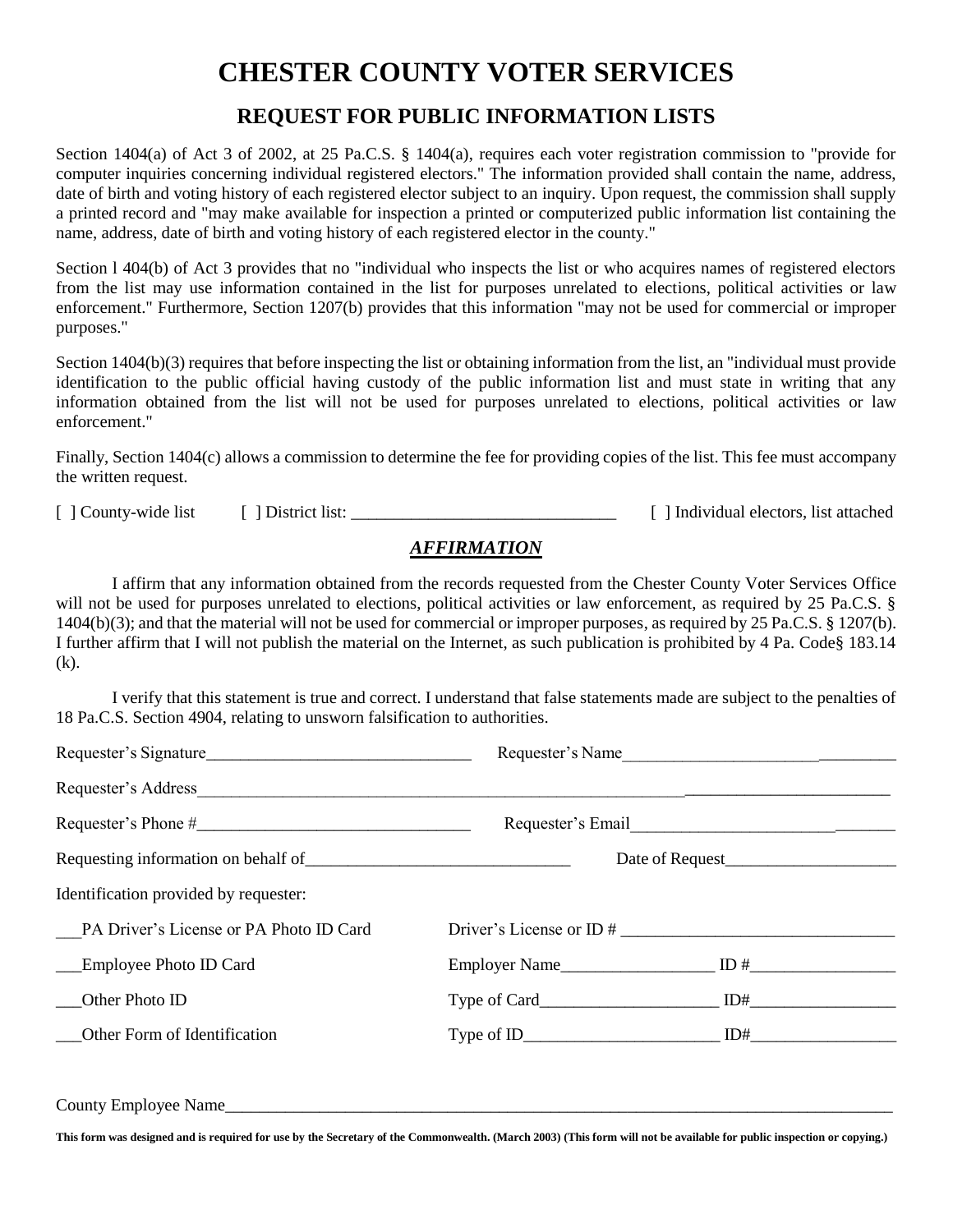# CHESTER COUNTY VOTER SERVICES

## REQUEST FOR PUBLIC INFORMATION LISTS

Section 1404(a) of Act 3 of 2002, at 25 Pa.C.S. § 1404(a), requires each voter registration commission to "provide for computer inquiries concerning individual registered electors." The information provided shall contain the name, address, date of birth and voting history of each registered elector subject to an inquiry. Upon request, the commission shall supply a printed record and "may make available for inspection a printed or computerized public information list containing the name, address, date of birth and voting history of each registered elector in the county."

Section l 404(b) of Act 3 provides that no "individual who inspects the list or who acquires names of registered electors from the list may use information contained in the list for purposes unrelated to elections, political activities or law enforcement." Furthermore, Section 1207(b) provides that this information "may not be used for commercial or improper purposes."

Section 1404(b)(3) requires that before inspecting the list or obtaining information from the list, an "individual must provide identification to the public official having custody of the public information list and must state in writing that any information obtained from the list will not be used for purposes unrelated to elections, political activities or law enforcement."

Finally, Section 1404(c) allows a commission to determine the fee for providing copies of the list. This fee must accompany the written request.

[ ] County-wide list     [ ] District list: _______________________________     [ ] Individual electors, list attached

### ***AFFIRMATION***

I affirm that any information obtained from the records requested from the Chester County Voter Services Office will not be used for purposes unrelated to elections, political activities or law enforcement, as required by 25 Pa.C.S. § 1404(b)(3); and that the material will not be used for commercial or improper purposes, as required by 25 Pa.C.S. § 1207(b). I further affirm that I will not publish the material on the Internet, as such publication is prohibited by 4 Pa. Code§ 183.14 (k).

I verify that this statement is true and correct. I understand that false statements made are subject to the penalties of 18 Pa.C.S. Section 4904, relating to unsworn falsification to authorities.

Requester's Signature_______________________________     Requester's Name________________________________

Requester's Address_________________________________________________________________________________

Requester's Phone #________________________________     Requester's Email________________________________

Requesting information on behalf of_______________________________     Date of Request____________________

Identification provided by requester:

___PA Driver's License or PA Photo ID Card     Driver's License or ID # _______________________________

___Employee Photo ID Card     Employer Name__________________ ID #_________________

___Other Photo ID     Type of Card_____________________ ID#_________________

___Other Form of Identification     Type of ID_______________________ ID#_________________

County Employee Name_________________________________________________________________________________

**This form was designed and is required for use by the Secretary of the Commonwealth. (March 2003) (This form will not be available for public inspection or copying.)**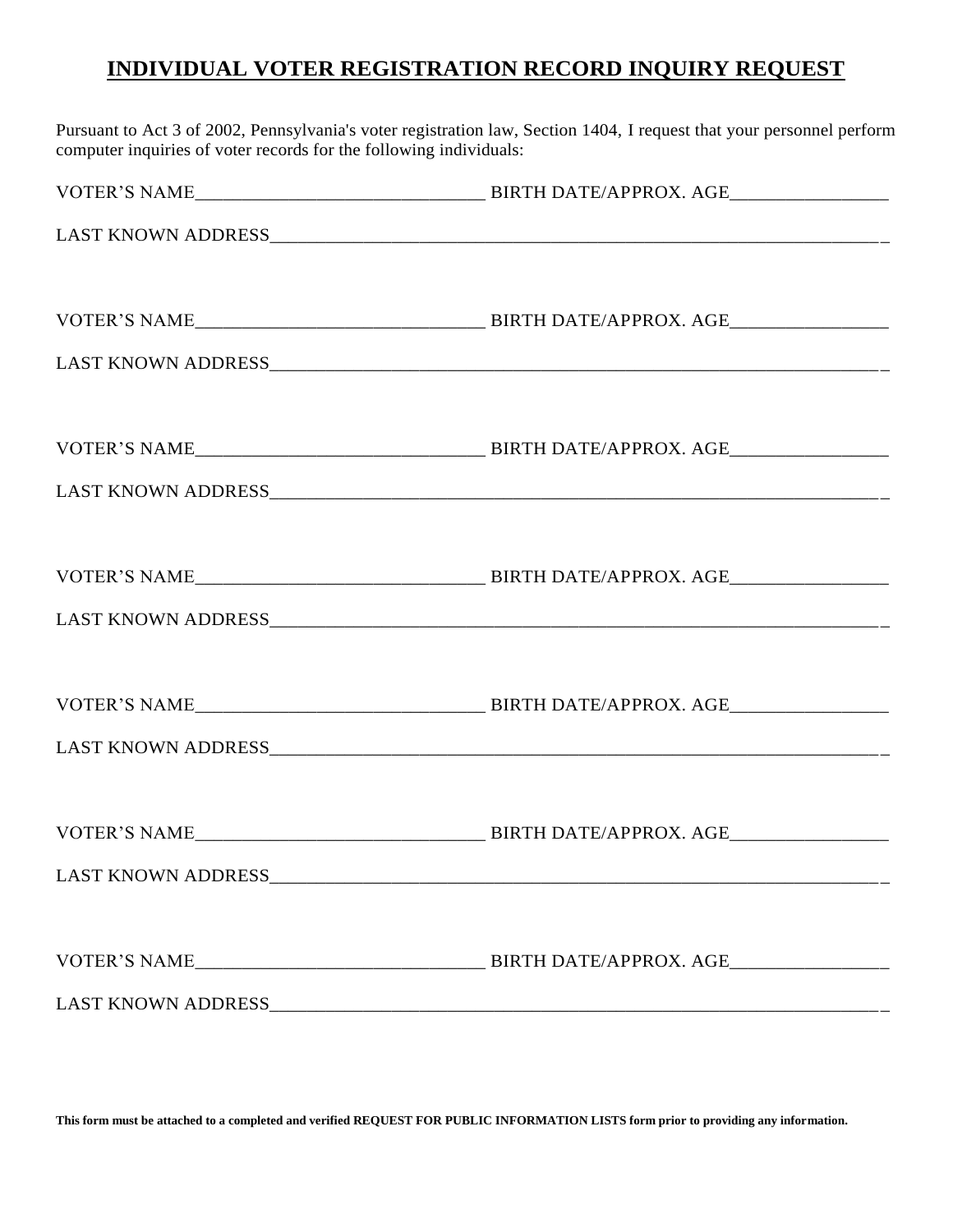# INDIVIDUAL VOTER REGISTRATION RECORD INQUIRY REQUEST

Pursuant to Act 3 of 2002, Pennsylvania's voter registration law, Section 1404, I request that your personnel perform computer inquiries of voter records for the following individuals:

VOTER'S NAME______________________________ BIRTH DATE/APPROX. AGE_________________

LAST KNOWN ADDRESS_____________________________________________________________________

VOTER'S NAME______________________________ BIRTH DATE/APPROX. AGE_________________

LAST KNOWN ADDRESS_____________________________________________________________________

VOTER'S NAME______________________________ BIRTH DATE/APPROX. AGE_________________

LAST KNOWN ADDRESS_____________________________________________________________________

VOTER'S NAME______________________________ BIRTH DATE/APPROX. AGE_________________

LAST KNOWN ADDRESS_____________________________________________________________________

VOTER'S NAME______________________________ BIRTH DATE/APPROX. AGE_________________

LAST KNOWN ADDRESS_____________________________________________________________________

VOTER'S NAME______________________________ BIRTH DATE/APPROX. AGE_________________

LAST KNOWN ADDRESS_____________________________________________________________________

VOTER'S NAME______________________________ BIRTH DATE/APPROX. AGE_________________

LAST KNOWN ADDRESS_____________________________________________________________________

**This form must be attached to a completed and verified REQUEST FOR PUBLIC INFORMATION LISTS form prior to providing any information.**